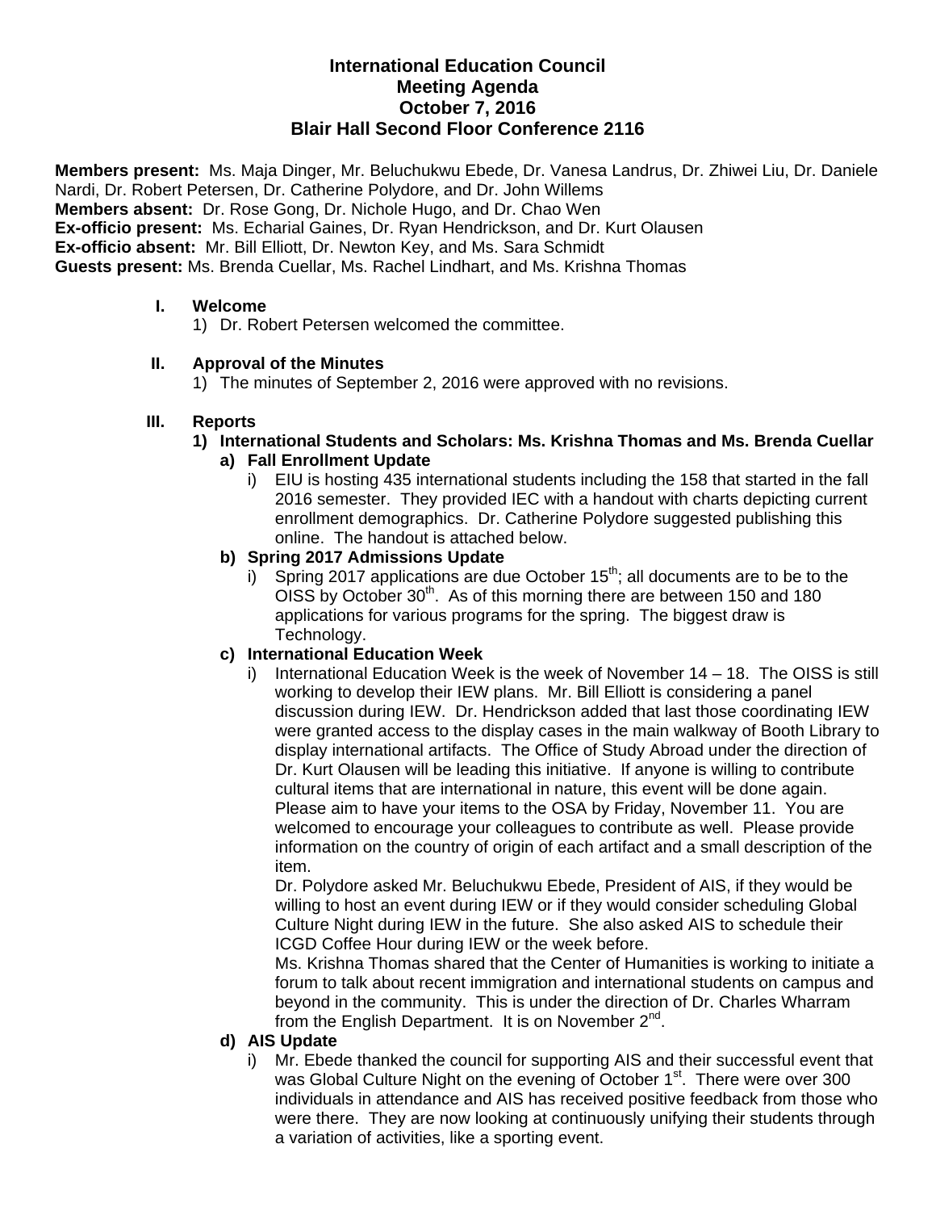**International Education Council**
**Meeting Agenda**
**October 7, 2016**
**Blair Hall Second Floor Conference 2116**

**Members present:** Ms. Maja Dinger, Mr. Beluchukwu Ebede, Dr. Vanesa Landrus, Dr. Zhiwei Liu, Dr. Daniele Nardi, Dr. Robert Petersen, Dr. Catherine Polydore, and Dr. John Willems
**Members absent:** Dr. Rose Gong, Dr. Nichole Hugo, and Dr. Chao Wen
**Ex-officio present:** Ms. Echarial Gaines, Dr. Ryan Hendrickson, and Dr. Kurt Olausen
**Ex-officio absent:** Mr. Bill Elliott, Dr. Newton Key, and Ms. Sara Schmidt
**Guests present:** Ms. Brenda Cuellar, Ms. Rachel Lindhart, and Ms. Krishna Thomas

**I. Welcome**

1) Dr. Robert Petersen welcomed the committee.

**II. Approval of the Minutes**

1) The minutes of September 2, 2016 were approved with no revisions.

**III. Reports**

**1) International Students and Scholars: Ms. Krishna Thomas and Ms. Brenda Cuellar**

**a) Fall Enrollment Update**

i) EIU is hosting 435 international students including the 158 that started in the fall 2016 semester. They provided IEC with a handout with charts depicting current enrollment demographics. Dr. Catherine Polydore suggested publishing this online. The handout is attached below.

**b) Spring 2017 Admissions Update**

i) Spring 2017 applications are due October 15th; all documents are to be to the OISS by October 30th. As of this morning there are between 150 and 180 applications for various programs for the spring. The biggest draw is Technology.

**c) International Education Week**

i) International Education Week is the week of November 14 – 18. The OISS is still working to develop their IEW plans. Mr. Bill Elliott is considering a panel discussion during IEW. Dr. Hendrickson added that last those coordinating IEW were granted access to the display cases in the main walkway of Booth Library to display international artifacts. The Office of Study Abroad under the direction of Dr. Kurt Olausen will be leading this initiative. If anyone is willing to contribute cultural items that are international in nature, this event will be done again. Please aim to have your items to the OSA by Friday, November 11. You are welcomed to encourage your colleagues to contribute as well. Please provide information on the country of origin of each artifact and a small description of the item.

Dr. Polydore asked Mr. Beluchukwu Ebede, President of AIS, if they would be willing to host an event during IEW or if they would consider scheduling Global Culture Night during IEW in the future. She also asked AIS to schedule their ICGD Coffee Hour during IEW or the week before.

Ms. Krishna Thomas shared that the Center of Humanities is working to initiate a forum to talk about recent immigration and international students on campus and beyond in the community. This is under the direction of Dr. Charles Wharram from the English Department. It is on November 2nd.

**d) AIS Update**

i) Mr. Ebede thanked the council for supporting AIS and their successful event that was Global Culture Night on the evening of October 1st. There were over 300 individuals in attendance and AIS has received positive feedback from those who were there. They are now looking at continuously unifying their students through a variation of activities, like a sporting event.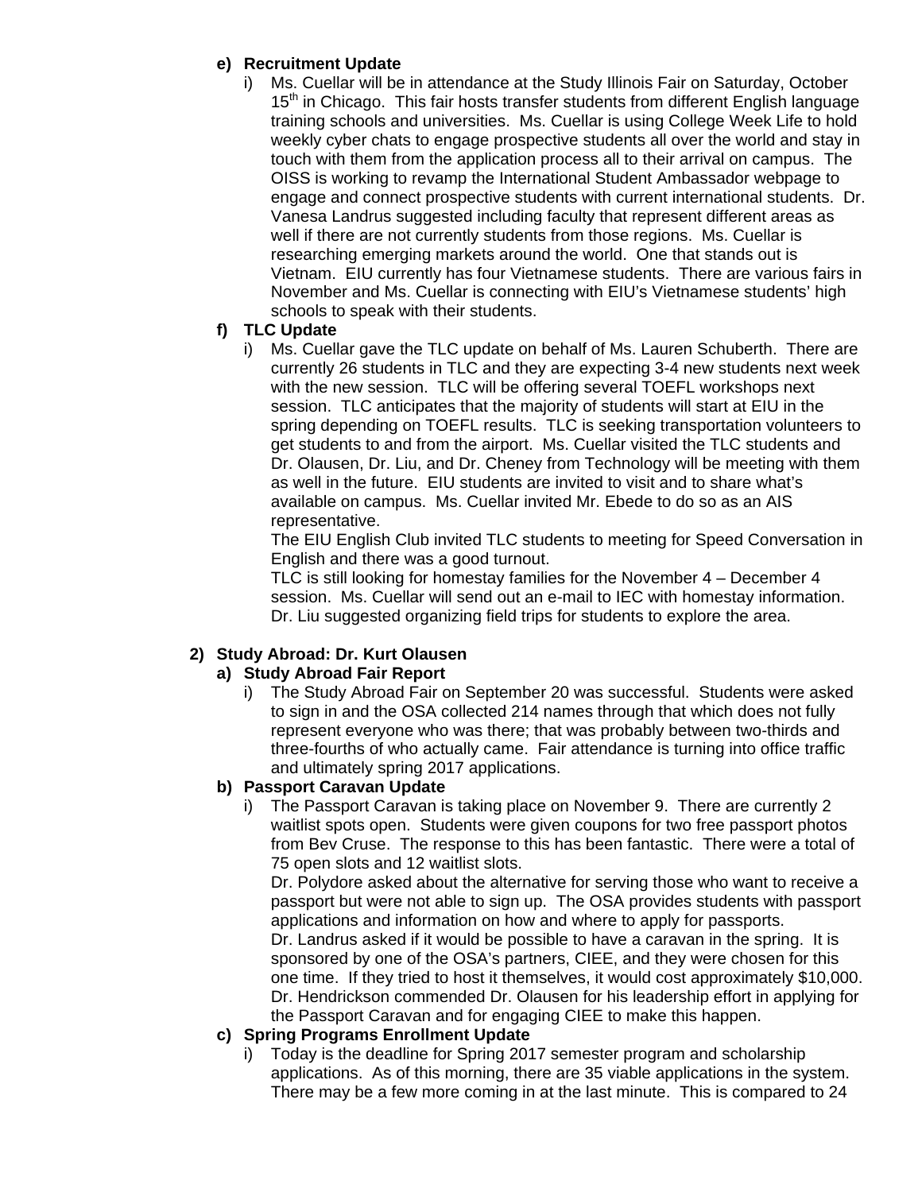**e) Recruitment Update**

i) Ms. Cuellar will be in attendance at the Study Illinois Fair on Saturday, October 15th in Chicago. This fair hosts transfer students from different English language training schools and universities. Ms. Cuellar is using College Week Life to hold weekly cyber chats to engage prospective students all over the world and stay in touch with them from the application process all to their arrival on campus. The OISS is working to revamp the International Student Ambassador webpage to engage and connect prospective students with current international students. Dr. Vanesa Landrus suggested including faculty that represent different areas as well if there are not currently students from those regions. Ms. Cuellar is researching emerging markets around the world. One that stands out is Vietnam. EIU currently has four Vietnamese students. There are various fairs in November and Ms. Cuellar is connecting with EIU's Vietnamese students' high schools to speak with their students.

**f) TLC Update**

i) Ms. Cuellar gave the TLC update on behalf of Ms. Lauren Schuberth. There are currently 26 students in TLC and they are expecting 3-4 new students next week with the new session. TLC will be offering several TOEFL workshops next session. TLC anticipates that the majority of students will start at EIU in the spring depending on TOEFL results. TLC is seeking transportation volunteers to get students to and from the airport. Ms. Cuellar visited the TLC students and Dr. Olausen, Dr. Liu, and Dr. Cheney from Technology will be meeting with them as well in the future. EIU students are invited to visit and to share what's available on campus. Ms. Cuellar invited Mr. Ebede to do so as an AIS representative.

The EIU English Club invited TLC students to meeting for Speed Conversation in English and there was a good turnout.

TLC is still looking for homestay families for the November 4 – December 4 session. Ms. Cuellar will send out an e-mail to IEC with homestay information. Dr. Liu suggested organizing field trips for students to explore the area.

**2) Study Abroad: Dr. Kurt Olausen**

**a) Study Abroad Fair Report**

i) The Study Abroad Fair on September 20 was successful. Students were asked to sign in and the OSA collected 214 names through that which does not fully represent everyone who was there; that was probably between two-thirds and three-fourths of who actually came. Fair attendance is turning into office traffic and ultimately spring 2017 applications.

**b) Passport Caravan Update**

i) The Passport Caravan is taking place on November 9. There are currently 2 waitlist spots open. Students were given coupons for two free passport photos from Bev Cruse. The response to this has been fantastic. There were a total of 75 open slots and 12 waitlist slots.

Dr. Polydore asked about the alternative for serving those who want to receive a passport but were not able to sign up. The OSA provides students with passport applications and information on how and where to apply for passports.

Dr. Landrus asked if it would be possible to have a caravan in the spring. It is sponsored by one of the OSA's partners, CIEE, and they were chosen for this one time. If they tried to host it themselves, it would cost approximately $10,000.

Dr. Hendrickson commended Dr. Olausen for his leadership effort in applying for the Passport Caravan and for engaging CIEE to make this happen.

**c) Spring Programs Enrollment Update**

i) Today is the deadline for Spring 2017 semester program and scholarship applications. As of this morning, there are 35 viable applications in the system. There may be a few more coming in at the last minute. This is compared to 24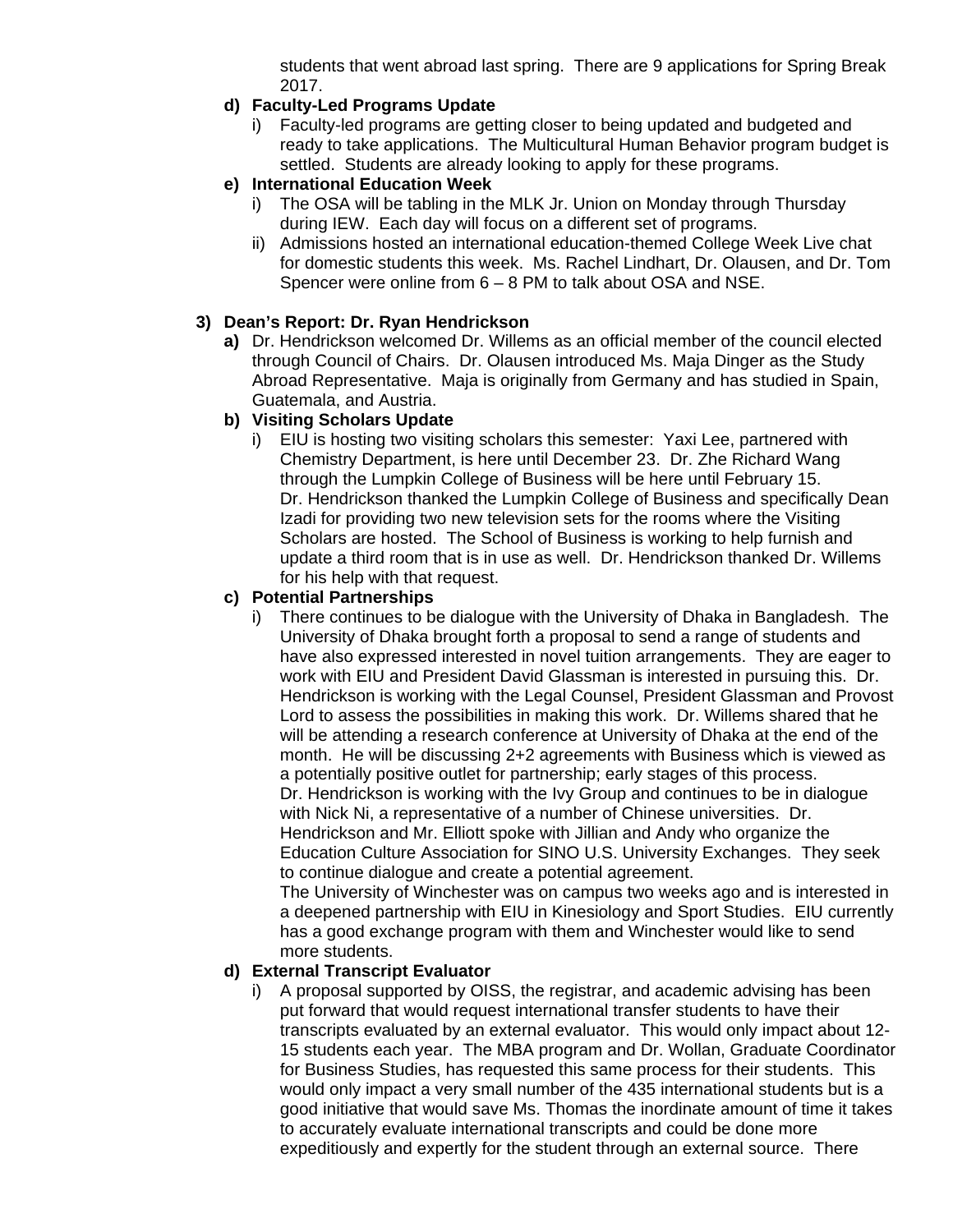students that went abroad last spring.  There are 9 applications for Spring Break 2017.

d) **Faculty-Led Programs Update**
   i) Faculty-led programs are getting closer to being updated and budgeted and ready to take applications.  The Multicultural Human Behavior program budget is settled.  Students are already looking to apply for these programs.

e) **International Education Week**
   i) The OSA will be tabling in the MLK Jr. Union on Monday through Thursday during IEW.  Each day will focus on a different set of programs.
   ii) Admissions hosted an international education-themed College Week Live chat for domestic students this week.  Ms. Rachel Lindhart, Dr. Olausen, and Dr. Tom Spencer were online from 6 – 8 PM to talk about OSA and NSE.

3) **Dean's Report: Dr. Ryan Hendrickson**

a) Dr. Hendrickson welcomed Dr. Willems as an official member of the council elected through Council of Chairs.  Dr. Olausen introduced Ms. Maja Dinger as the Study Abroad Representative.  Maja is originally from Germany and has studied in Spain, Guatemala, and Austria.

b) **Visiting Scholars Update**
   i) EIU is hosting two visiting scholars this semester:  Yaxi Lee, partnered with Chemistry Department, is here until December 23.  Dr. Zhe Richard Wang through the Lumpkin College of Business will be here until February 15.
   Dr. Hendrickson thanked the Lumpkin College of Business and specifically Dean Izadi for providing two new television sets for the rooms where the Visiting Scholars are hosted.  The School of Business is working to help furnish and update a third room that is in use as well.  Dr. Hendrickson thanked Dr. Willems for his help with that request.

c) **Potential Partnerships**
   i) There continues to be dialogue with the University of Dhaka in Bangladesh.  The University of Dhaka brought forth a proposal to send a range of students and have also expressed interested in novel tuition arrangements.  They are eager to work with EIU and President David Glassman is interested in pursuing this.  Dr. Hendrickson is working with the Legal Counsel, President Glassman and Provost Lord to assess the possibilities in making this work.  Dr. Willems shared that he will be attending a research conference at University of Dhaka at the end of the month.  He will be discussing 2+2 agreements with Business which is viewed as a potentially positive outlet for partnership; early stages of this process.
   Dr. Hendrickson is working with the Ivy Group and continues to be in dialogue with Nick Ni, a representative of a number of Chinese universities.  Dr. Hendrickson and Mr. Elliott spoke with Jillian and Andy who organize the Education Culture Association for SINO U.S. University Exchanges.  They seek to continue dialogue and create a potential agreement.
   The University of Winchester was on campus two weeks ago and is interested in a deepened partnership with EIU in Kinesiology and Sport Studies.  EIU currently has a good exchange program with them and Winchester would like to send more students.

d) **External Transcript Evaluator**
   i) A proposal supported by OISS, the registrar, and academic advising has been put forward that would request international transfer students to have their transcripts evaluated by an external evaluator.  This would only impact about 12-15 students each year.  The MBA program and Dr. Wollan, Graduate Coordinator for Business Studies, has requested this same process for their students.  This would only impact a very small number of the 435 international students but is a good initiative that would save Ms. Thomas the inordinate amount of time it takes to accurately evaluate international transcripts and could be done more expeditiously and expertly for the student through an external source.  There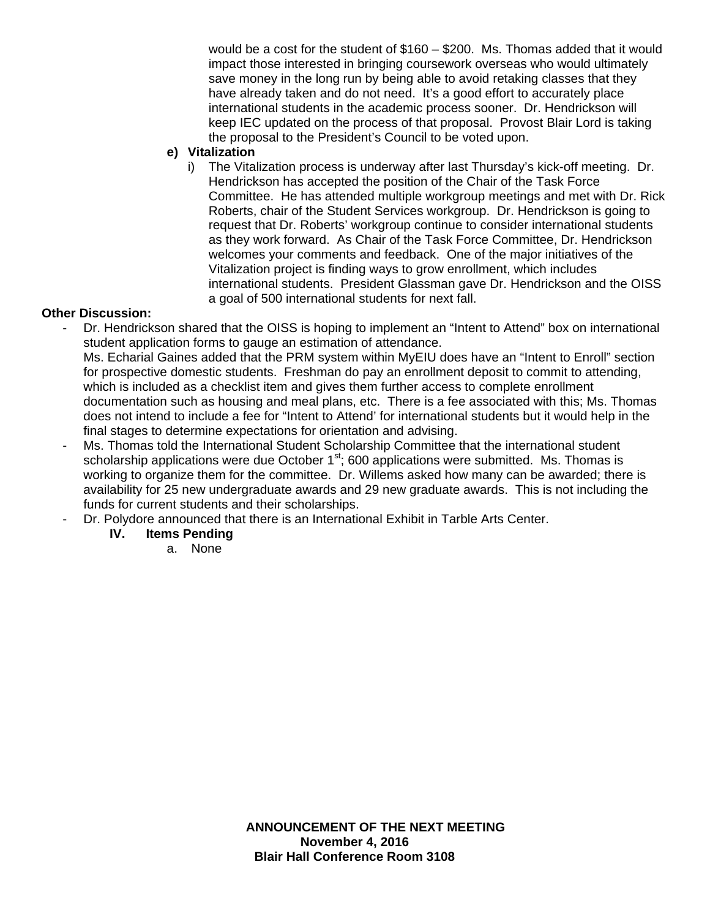would be a cost for the student of \$160 – \$200. Ms. Thomas added that it would impact those interested in bringing coursework overseas who would ultimately save money in the long run by being able to avoid retaking classes that they have already taken and do not need. It's a good effort to accurately place international students in the academic process sooner. Dr. Hendrickson will keep IEC updated on the process of that proposal. Provost Blair Lord is taking the proposal to the President's Council to be voted upon.

**e) Vitalization**

i) The Vitalization process is underway after last Thursday's kick-off meeting. Dr. Hendrickson has accepted the position of the Chair of the Task Force Committee. He has attended multiple workgroup meetings and met with Dr. Rick Roberts, chair of the Student Services workgroup. Dr. Hendrickson is going to request that Dr. Roberts' workgroup continue to consider international students as they work forward. As Chair of the Task Force Committee, Dr. Hendrickson welcomes your comments and feedback. One of the major initiatives of the Vitalization project is finding ways to grow enrollment, which includes international students. President Glassman gave Dr. Hendrickson and the OISS a goal of 500 international students for next fall.

**Other Discussion:**

- Dr. Hendrickson shared that the OISS is hoping to implement an "Intent to Attend" box on international student application forms to gauge an estimation of attendance.
  Ms. Echarial Gaines added that the PRM system within MyEIU does have an "Intent to Enroll" section for prospective domestic students. Freshman do pay an enrollment deposit to commit to attending, which is included as a checklist item and gives them further access to complete enrollment documentation such as housing and meal plans, etc. There is a fee associated with this; Ms. Thomas does not intend to include a fee for "Intent to Attend' for international students but it would help in the final stages to determine expectations for orientation and advising.
- Ms. Thomas told the International Student Scholarship Committee that the international student scholarship applications were due October 1st; 600 applications were submitted. Ms. Thomas is working to organize them for the committee. Dr. Willems asked how many can be awarded; there is availability for 25 new undergraduate awards and 29 new graduate awards. This is not including the funds for current students and their scholarships.
- Dr. Polydore announced that there is an International Exhibit in Tarble Arts Center.

**IV. Items Pending**

a. None

**ANNOUNCEMENT OF THE NEXT MEETING**
**November 4, 2016**
**Blair Hall Conference Room 3108**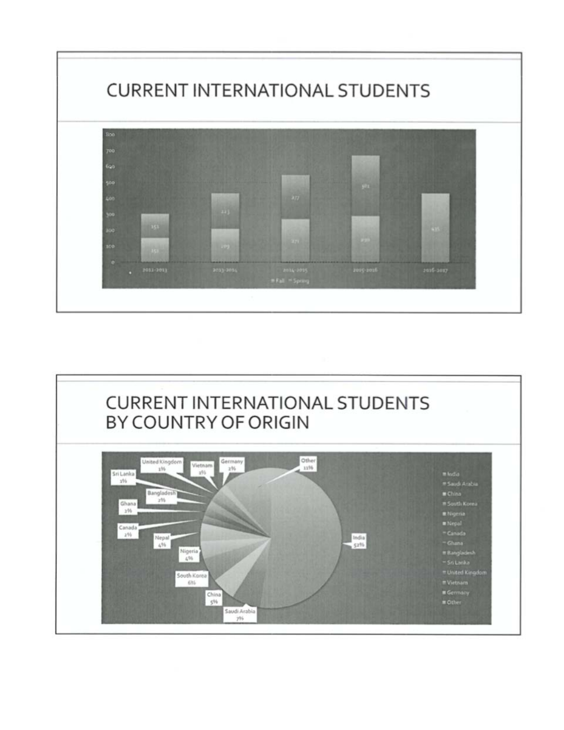# CURRENT INTERNATIONAL STUDENTS

800
700
600
500
400
300
200
100
0

151
151
2012-2013

223
203
2013-2014

277
271
2014-2015

381
290
2015-2016

435
2016-2017

Fall   Spring

# CURRENT INTERNATIONAL STUDENTS BY COUNTRY OF ORIGIN

United Kingdom 1%
Vietnam 2%
Germany 2%
Other 11%
Sri Lanka 1%
Bangladesh 2%
Ghana 2%
Canada 2%
Nepal 4%
Nigeria 4%
South Korea 6%
China 5%
Saudi Arabia 7%
India 52%

India
Saudi Arabia
China
South Korea
Nigeria
Nepal
Canada
Ghana
Bangladesh
Sri Lanka
United Kingdom
Vietnam
Germany
Other